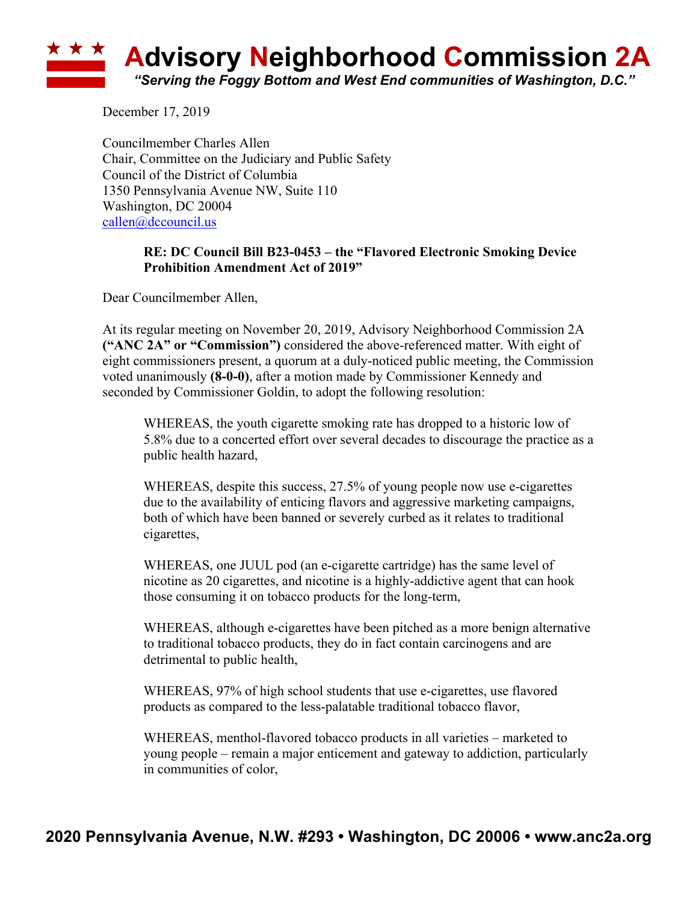# Advisory Neighborhood Commission 2A

*"Serving the Foggy Bottom and West End communities of Washington, D.C."*

December 17, 2019

Councilmember Charles Allen
Chair, Committee on the Judiciary and Public Safety
Council of the District of Columbia
1350 Pennsylvania Avenue NW, Suite 110
Washington, DC 20004
callen@dccouncil.us

> **RE: DC Council Bill B23-0453 – the "Flavored Electronic Smoking Device Prohibition Amendment Act of 2019"**

Dear Councilmember Allen,

At its regular meeting on November 20, 2019, Advisory Neighborhood Commission 2A **("ANC 2A" or "Commission")** considered the above-referenced matter. With eight of eight commissioners present, a quorum at a duly-noticed public meeting, the Commission voted unanimously **(8-0-0)**, after a motion made by Commissioner Kennedy and seconded by Commissioner Goldin, to adopt the following resolution:

> WHEREAS, the youth cigarette smoking rate has dropped to a historic low of 5.8% due to a concerted effort over several decades to discourage the practice as a public health hazard,
>
> WHEREAS, despite this success, 27.5% of young people now use e-cigarettes due to the availability of enticing flavors and aggressive marketing campaigns, both of which have been banned or severely curbed as it relates to traditional cigarettes,
>
> WHEREAS, one JUUL pod (an e-cigarette cartridge) has the same level of nicotine as 20 cigarettes, and nicotine is a highly-addictive agent that can hook those consuming it on tobacco products for the long-term,
>
> WHEREAS, although e-cigarettes have been pitched as a more benign alternative to traditional tobacco products, they do in fact contain carcinogens and are detrimental to public health,
>
> WHEREAS, 97% of high school students that use e-cigarettes, use flavored products as compared to the less-palatable traditional tobacco flavor,
>
> WHEREAS, menthol-flavored tobacco products in all varieties – marketed to young people – remain a major enticement and gateway to addiction, particularly in communities of color,

**2020 Pennsylvania Avenue, N.W. #293 • Washington, DC 20006 • www.anc2a.org**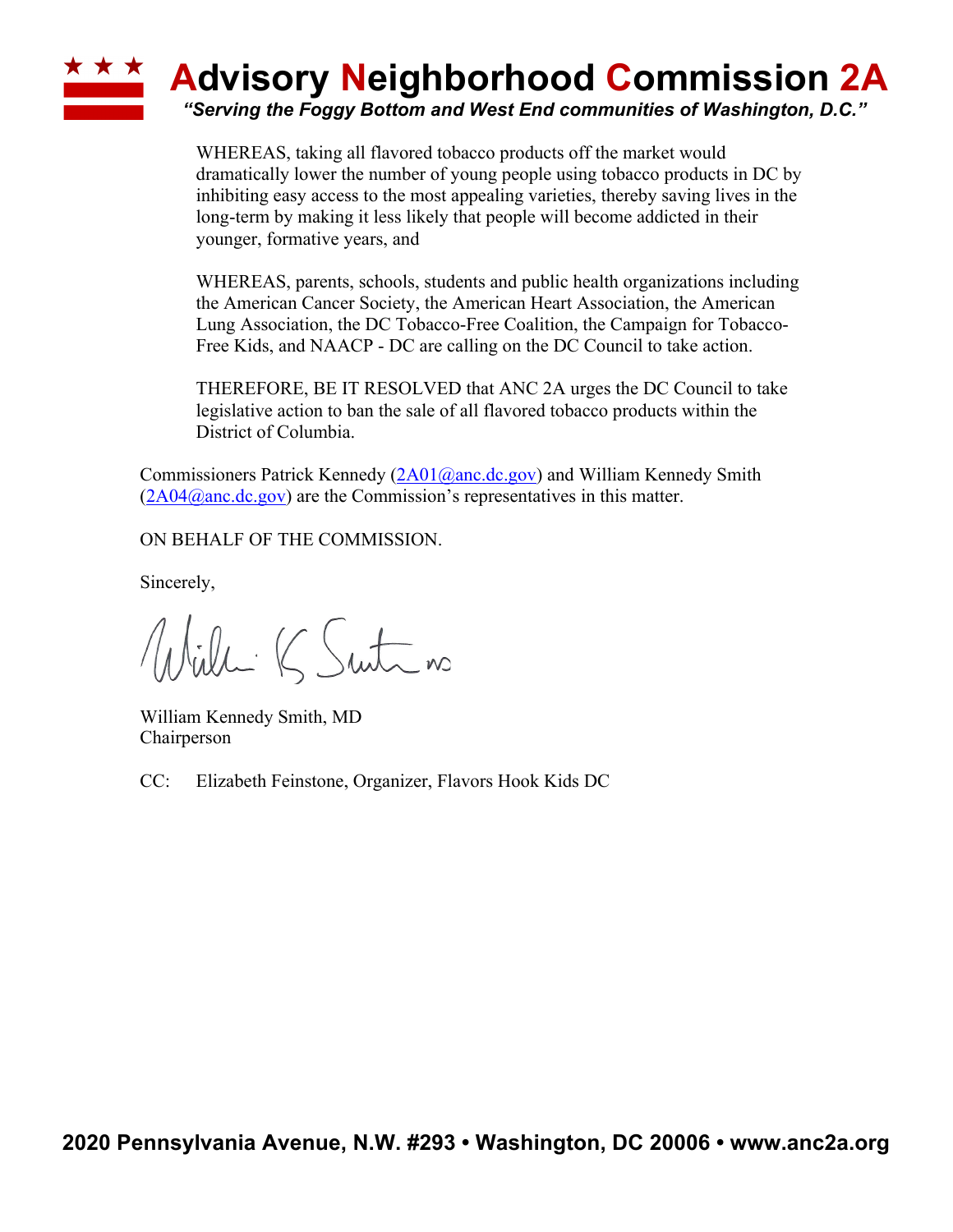WHEREAS, taking all flavored tobacco products off the market would dramatically lower the number of young people using tobacco products in DC by inhibiting easy access to the most appealing varieties, thereby saving lives in the long-term by making it less likely that people will become addicted in their younger, formative years, and

WHEREAS, parents, schools, students and public health organizations including the American Cancer Society, the American Heart Association, the American Lung Association, the DC Tobacco-Free Coalition, the Campaign for Tobacco-Free Kids, and NAACP - DC are calling on the DC Council to take action.

THEREFORE, BE IT RESOLVED that ANC 2A urges the DC Council to take legislative action to ban the sale of all flavored tobacco products within the District of Columbia.

Commissioners Patrick Kennedy (2A01@anc.dc.gov) and William Kennedy Smith (2A04@anc.dc.gov) are the Commission's representatives in this matter.

ON BEHALF OF THE COMMISSION.

Sincerely,

William Kennedy Smith, MD
Chairperson

CC: Elizabeth Feinstone, Organizer, Flavors Hook Kids DC